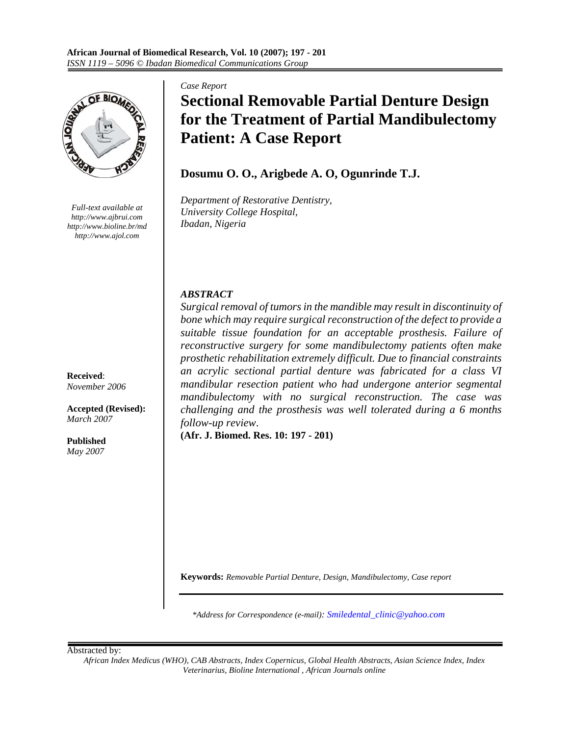*Case Report*

# Sectional Removable Partial Denture Design for the Treatment of Partial Mandibulectomy Patient: A Case Report

**Dosumu O. O., Arigbede A. O, Ogunrinde T.J.**

*Department of Restorative Dentistry,*
*University College Hospital,*
*Ibadan, Nigeria*

*Full-text available at*
*http://www.ajbrui.com*
*http://www.bioline.br/md*
*http://www.ajol.com*

**Received**: *November 2006*

**Accepted (Revised):** *March 2007*

**Published** *May 2007*

### *ABSTRACT*

*Surgical removal of tumors in the mandible may result in discontinuity of bone which may require surgical reconstruction of the defect to provide a suitable tissue foundation for an acceptable prosthesis. Failure of reconstructive surgery for some mandibulectomy patients often make prosthetic rehabilitation extremely difficult. Due to financial constraints an acrylic sectional partial denture was fabricated for a class VI mandibular resection patient who had undergone anterior segmental mandibulectomy with no surgical reconstruction. The case was challenging and the prosthesis was well tolerated during a 6 months follow-up review*.

**(Afr. J. Biomed. Res. 10: 197 - 201)**

**Keywords:** *Removable Partial Denture, Design, Mandibulectomy, Case report*

*\*Address for Correspondence (e-mail): Smiledental_clinic@yahoo.com*

Abstracted by:
*African Index Medicus (WHO), CAB Abstracts, Index Copernicus, Global Health Abstracts, Asian Science Index, Index Veterinarius, Bioline International , African Journals online*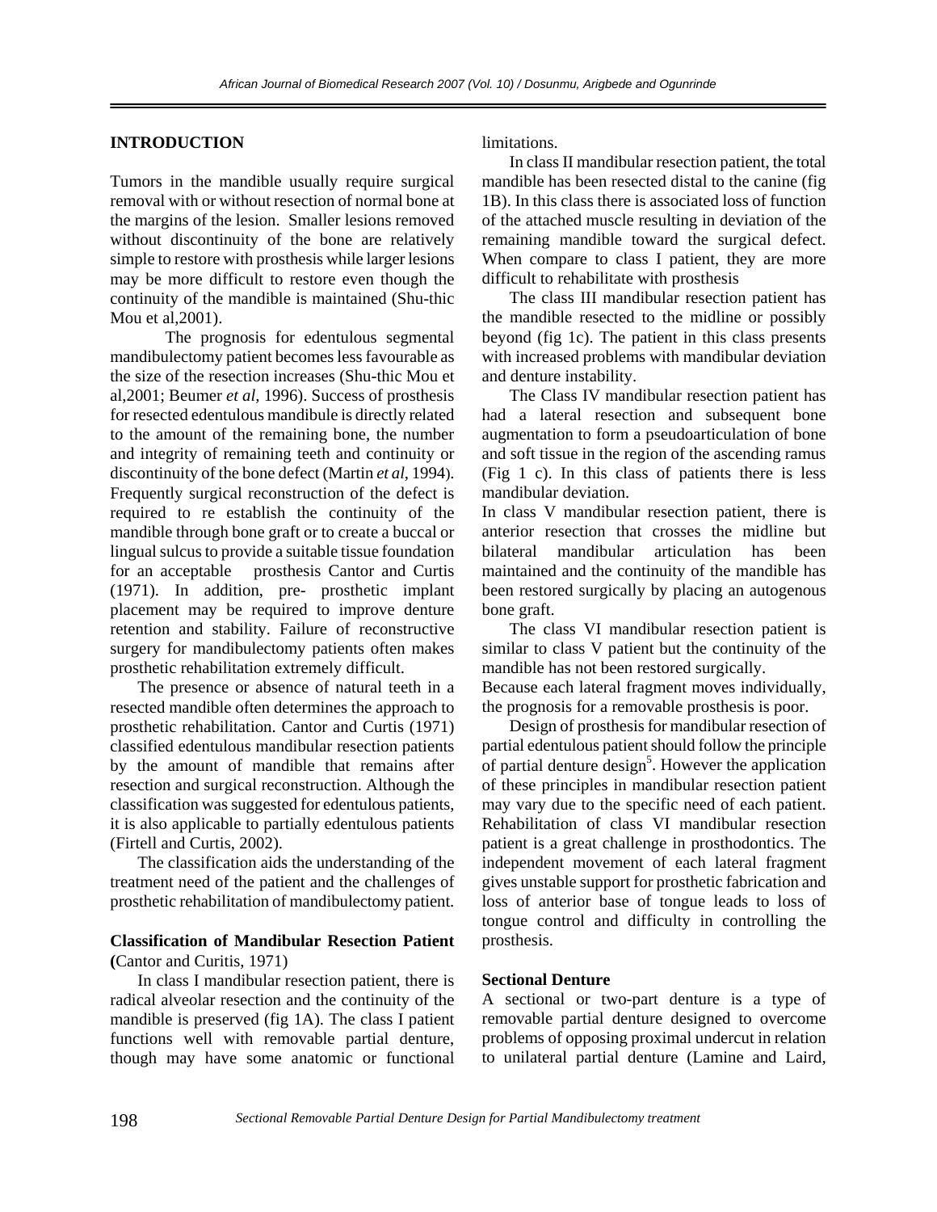## INTRODUCTION

Tumors in the mandible usually require surgical removal with or without resection of normal bone at the margins of the lesion. Smaller lesions removed without discontinuity of the bone are relatively simple to restore with prosthesis while larger lesions may be more difficult to restore even though the continuity of the mandible is maintained (Shu-thic Mou et al,2001).

The prognosis for edentulous segmental mandibulectomy patient becomes less favourable as the size of the resection increases (Shu-thic Mou et al,2001; Beumer *et al*, 1996). Success of prosthesis for resected edentulous mandibule is directly related to the amount of the remaining bone, the number and integrity of remaining teeth and continuity or discontinuity of the bone defect (Martin *et al*, 1994). Frequently surgical reconstruction of the defect is required to re establish the continuity of the mandible through bone graft or to create a buccal or lingual sulcus to provide a suitable tissue foundation for an acceptable prosthesis Cantor and Curtis (1971). In addition, pre- prosthetic implant placement may be required to improve denture retention and stability. Failure of reconstructive surgery for mandibulectomy patients often makes prosthetic rehabilitation extremely difficult.

The presence or absence of natural teeth in a resected mandible often determines the approach to prosthetic rehabilitation. Cantor and Curtis (1971) classified edentulous mandibular resection patients by the amount of mandible that remains after resection and surgical reconstruction. Although the classification was suggested for edentulous patients, it is also applicable to partially edentulous patients (Firtell and Curtis, 2002).

The classification aids the understanding of the treatment need of the patient and the challenges of prosthetic rehabilitation of mandibulectomy patient.

**Classification of Mandibular Resection Patient (**Cantor and Curitis, 1971)

In class I mandibular resection patient, there is radical alveolar resection and the continuity of the mandible is preserved (fig 1A). The class I patient functions well with removable partial denture, though may have some anatomic or functional limitations.

In class II mandibular resection patient, the total mandible has been resected distal to the canine (fig 1B). In this class there is associated loss of function of the attached muscle resulting in deviation of the remaining mandible toward the surgical defect. When compare to class I patient, they are more difficult to rehabilitate with prosthesis

The class III mandibular resection patient has the mandible resected to the midline or possibly beyond (fig 1c). The patient in this class presents with increased problems with mandibular deviation and denture instability.

The Class IV mandibular resection patient has had a lateral resection and subsequent bone augmentation to form a pseudoarticulation of bone and soft tissue in the region of the ascending ramus (Fig 1 c). In this class of patients there is less mandibular deviation.

In class V mandibular resection patient, there is anterior resection that crosses the midline but bilateral mandibular articulation has been maintained and the continuity of the mandible has been restored surgically by placing an autogenous bone graft.

The class VI mandibular resection patient is similar to class V patient but the continuity of the mandible has not been restored surgically.

Because each lateral fragment moves individually, the prognosis for a removable prosthesis is poor.

Design of prosthesis for mandibular resection of partial edentulous patient should follow the principle of partial denture design[5]. However the application of these principles in mandibular resection patient may vary due to the specific need of each patient. Rehabilitation of class VI mandibular resection patient is a great challenge in prosthodontics. The independent movement of each lateral fragment gives unstable support for prosthetic fabrication and loss of anterior base of tongue leads to loss of tongue control and difficulty in controlling the prosthesis.

**Sectional Denture**

A sectional or two-part denture is a type of removable partial denture designed to overcome problems of opposing proximal undercut in relation to unilateral partial denture (Lamine and Laird,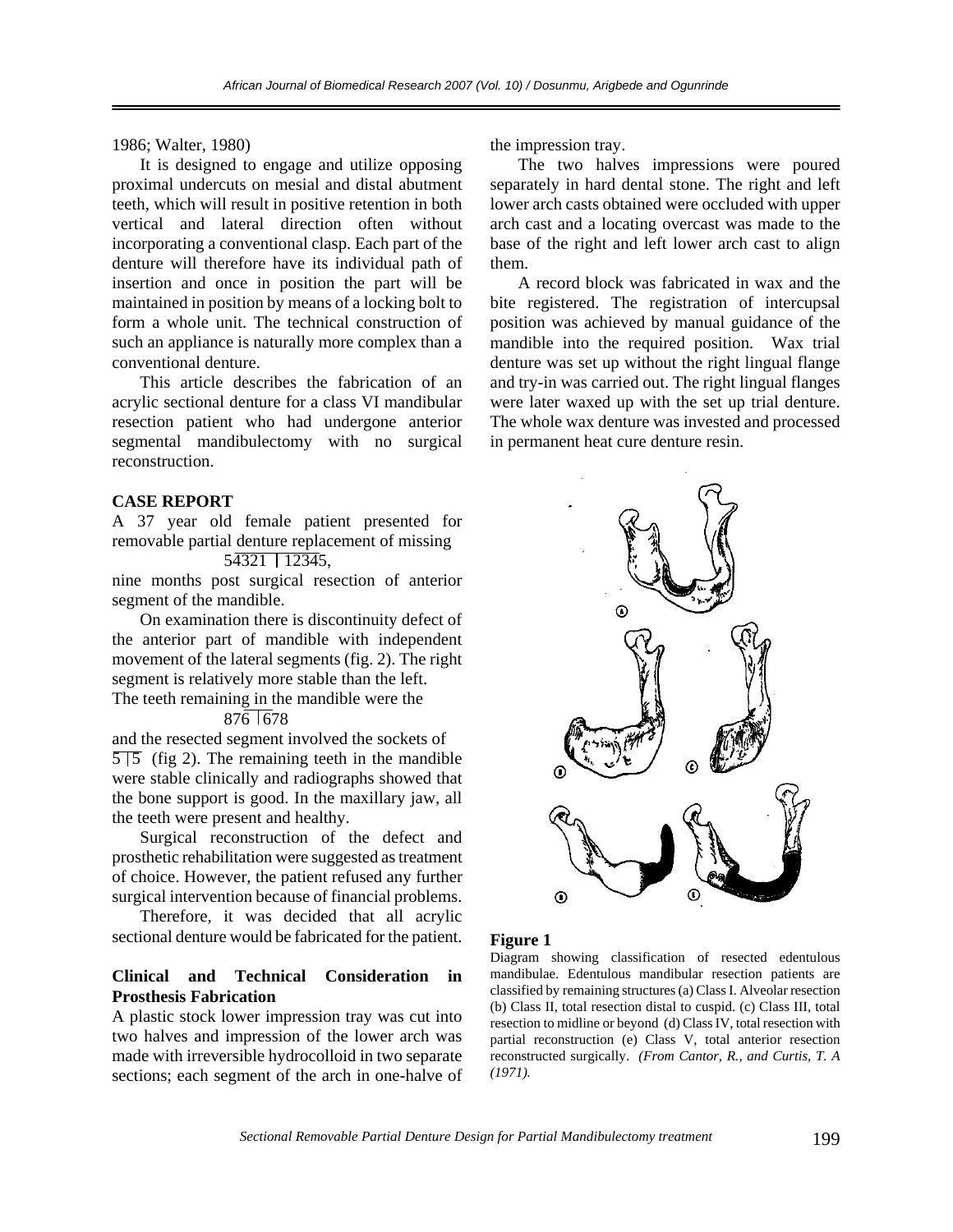1986; Walter, 1980)

It is designed to engage and utilize opposing proximal undercuts on mesial and distal abutment teeth, which will result in positive retention in both vertical and lateral direction often without incorporating a conventional clasp. Each part of the denture will therefore have its individual path of insertion and once in position the part will be maintained in position by means of a locking bolt to form a whole unit. The technical construction of such an appliance is naturally more complex than a conventional denture.

This article describes the fabrication of an acrylic sectional denture for a class VI mandibular resection patient who had undergone anterior segmental mandibulectomy with no surgical reconstruction.

**CASE REPORT**

A 37 year old female patient presented for removable partial denture replacement of missing

54321 | 12345,

nine months post surgical resection of anterior segment of the mandible.

On examination there is discontinuity defect of the anterior part of mandible with independent movement of the lateral segments (fig. 2). The right segment is relatively more stable than the left. The teeth remaining in the mandible were the

876 | 678

and the resected segment involved the sockets of

5 | 5 (fig 2). The remaining teeth in the mandible were stable clinically and radiographs showed that the bone support is good. In the maxillary jaw, all the teeth were present and healthy.

Surgical reconstruction of the defect and prosthetic rehabilitation were suggested as treatment of choice. However, the patient refused any further surgical intervention because of financial problems.

Therefore, it was decided that all acrylic sectional denture would be fabricated for the patient.

**Clinical and Technical Consideration in Prosthesis Fabrication**

A plastic stock lower impression tray was cut into two halves and impression of the lower arch was made with irreversible hydrocolloid in two separate sections; each segment of the arch in one-halve of the impression tray.

The two halves impressions were poured separately in hard dental stone. The right and left lower arch casts obtained were occluded with upper arch cast and a locating overcast was made to the base of the right and left lower arch cast to align them.

A record block was fabricated in wax and the bite registered. The registration of intercupsal position was achieved by manual guidance of the mandible into the required position. Wax trial denture was set up without the right lingual flange and try-in was carried out. The right lingual flanges were later waxed up with the set up trial denture. The whole wax denture was invested and processed in permanent heat cure denture resin.

**Figure 1**

Diagram showing classification of resected edentulous mandibulae. Edentulous mandibular resection patients are classified by remaining structures (a) Class I. Alveolar resection (b) Class II, total resection distal to cuspid. (c) Class III, total resection to midline or beyond (d) Class IV, total resection with partial reconstruction (e) Class V, total anterior resection reconstructed surgically. *(From Cantor, R., and Curtis, T. A (1971).*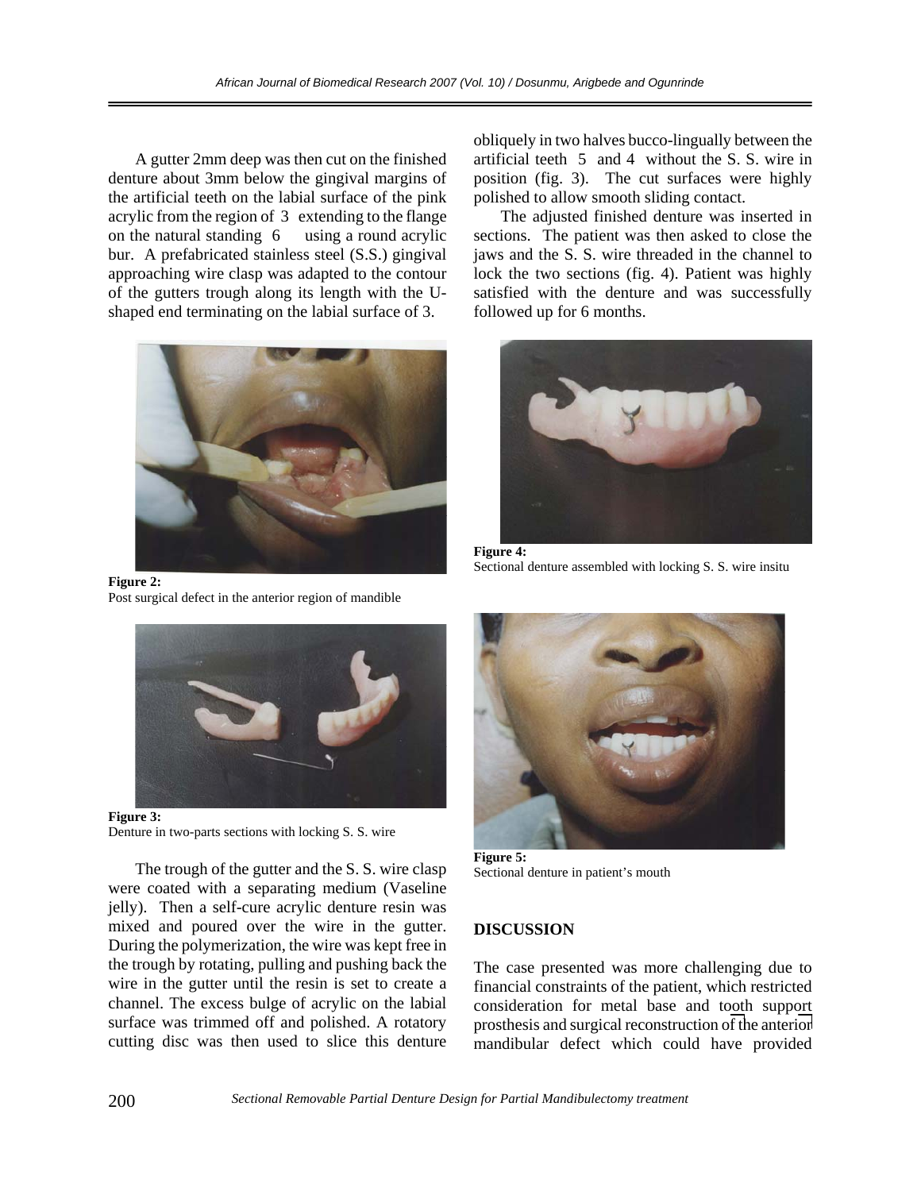A gutter 2mm deep was then cut on the finished denture about 3mm below the gingival margins of the artificial teeth on the labial surface of the pink acrylic from the region of 3 extending to the flange on the natural standing 6 using a round acrylic bur. A prefabricated stainless steel (S.S.) gingival approaching wire clasp was adapted to the contour of the gutters trough along its length with the U-shaped end terminating on the labial surface of 3.

**Figure 2:**
Post surgical defect in the anterior region of mandible

**Figure 3:**
Denture in two-parts sections with locking S. S. wire

The trough of the gutter and the S. S. wire clasp were coated with a separating medium (Vaseline jelly). Then a self-cure acrylic denture resin was mixed and poured over the wire in the gutter. During the polymerization, the wire was kept free in the trough by rotating, pulling and pushing back the wire in the gutter until the resin is set to create a channel. The excess bulge of acrylic on the labial surface was trimmed off and polished. A rotatory cutting disc was then used to slice this denture obliquely in two halves bucco-lingually between the artificial teeth 5 and 4 without the S. S. wire in position (fig. 3). The cut surfaces were highly polished to allow smooth sliding contact.

The adjusted finished denture was inserted in sections. The patient was then asked to close the jaws and the S. S. wire threaded in the channel to lock the two sections (fig. 4). Patient was highly satisfied with the denture and was successfully followed up for 6 months.

**Figure 4:**
Sectional denture assembled with locking S. S. wire insitu

**Figure 5:**
Sectional denture in patient's mouth

## DISCUSSION

The case presented was more challenging due to financial constraints of the patient, which restricted consideration for metal base and tooth support prosthesis and surgical reconstruction of the anterior mandibular defect which could have provided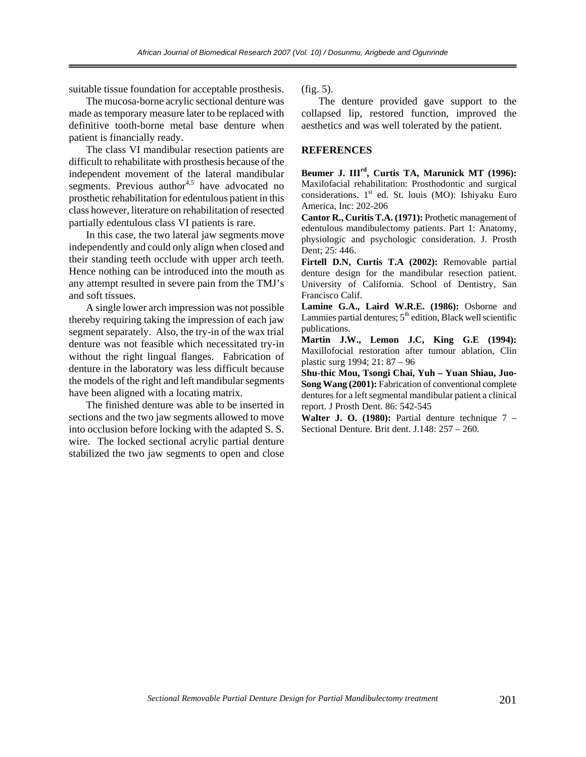suitable tissue foundation for acceptable prosthesis.

The mucosa-borne acrylic sectional denture was made as temporary measure later to be replaced with definitive tooth-borne metal base denture when patient is financially ready.

The class VI mandibular resection patients are difficult to rehabilitate with prosthesis because of the independent movement of the lateral mandibular segments. Previous author[4,5] have advocated no prosthetic rehabilitation for edentulous patient in this class however, literature on rehabilitation of resected partially edentulous class VI patients is rare.

In this case, the two lateral jaw segments move independently and could only align when closed and their standing teeth occlude with upper arch teeth. Hence nothing can be introduced into the mouth as any attempt resulted in severe pain from the TMJ's and soft tissues.

A single lower arch impression was not possible thereby requiring taking the impression of each jaw segment separately. Also, the try-in of the wax trial denture was not feasible which necessitated try-in without the right lingual flanges. Fabrication of denture in the laboratory was less difficult because the models of the right and left mandibular segments have been aligned with a locating matrix.

The finished denture was able to be inserted in sections and the two jaw segments allowed to move into occlusion before locking with the adapted S. S. wire. The locked sectional acrylic partial denture stabilized the two jaw segments to open and close (fig. 5).

The denture provided gave support to the collapsed lip, restored function, improved the aesthetics and was well tolerated by the patient.

## REFERENCES

**Beumer J. III[rd], Curtis TA, Marunick MT (1996):** Maxilofacial rehabilitation: Prosthodontic and surgical considerations. 1[st] ed. St. louis (MO): Ishiyaku Euro America, Inc: 202-206

**Cantor R., Curitis T.A. (1971):** Prothetic management of edentulous mandibulectomy patients. Part 1: Anatomy, physiologic and psychologic consideration. J. Prosth Dent; 25: 446.

**Firtell D.N, Curtis T.A (2002):** Removable partial denture design for the mandibular resection patient. University of California. School of Dentistry, San Francisco Calif.

**Lamine G.A., Laird W.R.E. (1986):** Osborne and Lammies partial dentures; 5[th] edition, Black well scientific publications.

**Martin J.W., Lemon J.C, King G.E (1994):** Maxillofocial restoration after tumour ablation, Clin plastic surg 1994; 21: 87 – 96

**Shu-thic Mou, Tsongi Chai, Yuh – Yuan Shiau, Juo-Song Wang (2001):** Fabrication of conventional complete dentures for a left segmental mandibular patient a clinical report. J Prosth Dent. 86: 542-545

**Walter J. O. (1980):** Partial denture technique 7 – Sectional Denture. Brit dent. J.148: 257 – 260.